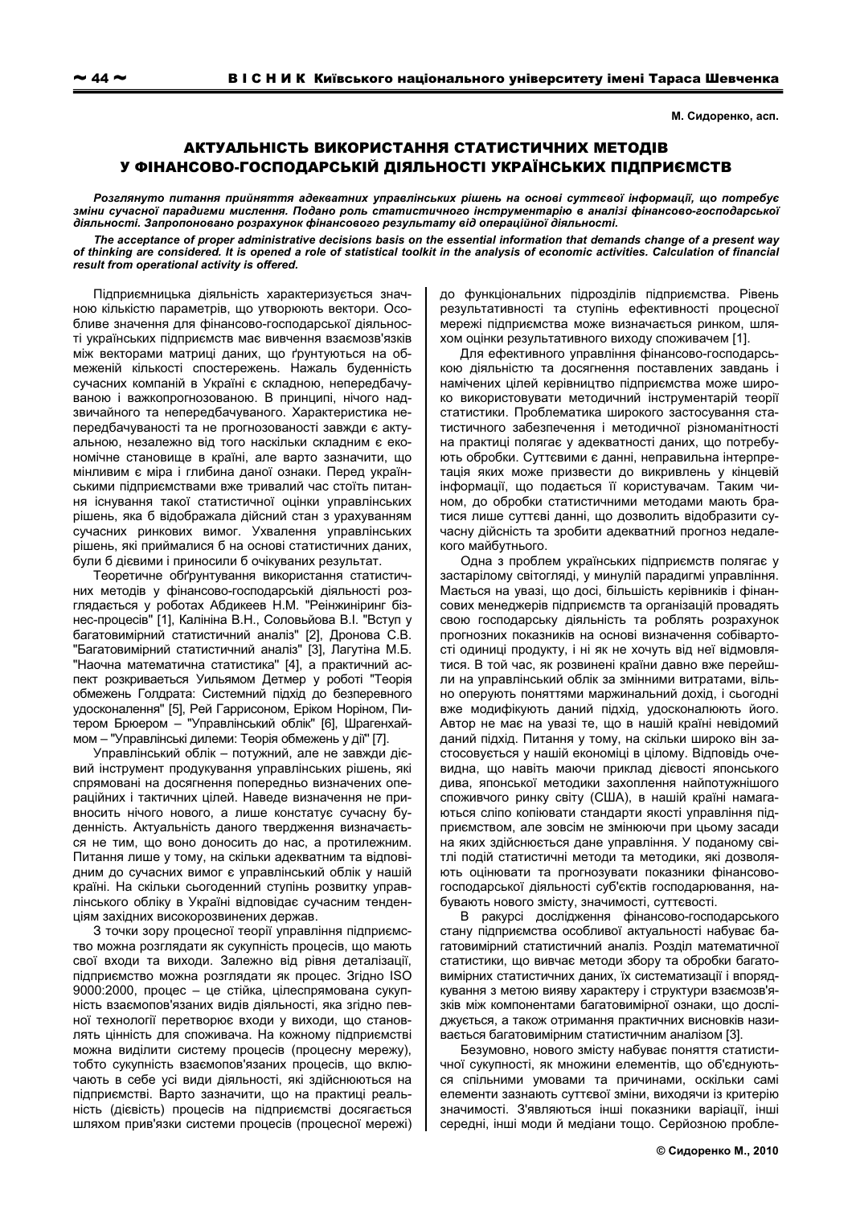М. Сидоренко, асп.

# АКТУАЛЬНІСТЬ ВИКОРИСТАННЯ СТАТИСТИЧНИХ МЕТОДІВ У ФІНАНСОВО-ГОСПОДАРСЬКІЙ ДІЯЛЬНОСТІ УКРАЇНСЬКИХ ПІДПРИЄМСТВ

***Розглянуто питання прийняття адекватних управлінських рішень на основі суттєвої інформації, що потребує зміни сучасної парадигми мислення. Подано роль статистичного інструментарію в аналізі фінансово-господарської діяльності. Запропоновано розрахунок фінансового результату від операційної діяльності.***

***The acceptance of proper administrative decisions basis on the essential information that demands change of a present way of thinking are considered. It is opened a role of statistical toolkit in the analysis of economic activities. Calculation of financial result from operational activity is offered.***

Підприємницька діяльність характеризується значною кількістю параметрів, що утворюють вектори. Особливе значення для фінансово-господарської діяльності українських підприємств має вивчення взаємозв'язків між векторами матриці даних, що ґрунтуються на обмеженій кількості спостережень. Нажаль буденність сучасних компаній в Україні є складною, непередбачуваною і важкопрогнозованою. В принципі, нічого надзвичайного та непередбачуваного. Характеристика непередбачуваності та не прогнозованості завжди є актуальною, незалежно від того наскільки складним є економічне становище в країні, але варто зазначити, що мінливим є міра і глибина даної ознаки. Перед українськими підприємствами вже тривалий час стоїть питання існування такої статистичної оцінки управлінських рішень, яка б відображала дійсний стан з урахуванням сучасних ринкових вимог. Ухвалення управлінських рішень, які приймалися б на основі статистичних даних, були б дієвими і приносили б очікуваних результат.

Теоретичне обґрунтування використання статистичних методів у фінансово-господарській діяльності розглядається у роботах Абдикеев Н.М. "Реінжиніринг бізнес-процесів" [1], Калініна В.Н., Соловьйова В.І. "Вступ у багатовимірний статистичний аналіз" [2], Дронова С.В. "Багатовимірний статистичний аналіз" [3], Лагутіна М.Б. "Наочна математична статистика" [4], а практичний аспект розкривається Уильямом Детмер у роботі "Теорія обмежень Голдрата: Системний підхід до безперервного удосконалення" [5], Рей Гаррисоном, Еріком Норіном, Питером Брюером – "Управлінський облік" [6], Шрагенхаймом – "Управлінські дилеми: Теорія обмежень у дії" [7].

Управлінський облік – потужний, але не завжди дієвий інструмент продукування управлінських рішень, які спрямовані на досягнення попередньо визначених операційних і тактичних цілей. Наведе визначення не привносить нічого нового, а лише констатує сучасну буденність. Актуальність даного твердження визначається не тим, що воно доносить до нас, а протилежним. Питання лише у тому, на скільки адекватним та відповідним до сучасних вимог є управлінський облік у нашій країні. На скільки сьогоденний ступінь розвитку управлінського обліку в Україні відповідає сучасним тенденціям західних високорозвинених держав.

З точки зору процесної теорії управління підприємство можна розглядати як сукупність процесів, що мають свої входи та виходи. Залежно від рівня деталізації, підприємство можна розглядати як процес. Згідно ISO 9000:2000, процес – це стійка, цілеспрямована сукупність взаємопов'язаних видів діяльності, яка згідно певної технології перетворює входи у виходи, що становлять цінність для споживача. На кожному підприємстві можна виділити систему процесів (процесну мережу), тобто сукупність взаємопов'язаних процесів, що включають в себе усі види діяльності, які здійснюються на підприємстві. Варто зазначити, що на практиці реальність (дієвість) процесів на підприємстві досягається шляхом прив'язки системи процесів (процесної мережі) до функціональних підрозділів підприємства. Рівень результативності та ступінь ефективності процесної мережі підприємства може визначається ринком, шляхом оцінки результативного виходу споживачем [1].

Для ефективного управління фінансово-господарською діяльністю та досягнення поставлених завдань і намічених цілей керівництво підприємства може широко використовувати методичний інструментарій теорії статистики. Проблематика широкого застосування статистичного забезпечення і методичної різноманітності на практиці полягає у адекватності даних, що потребують обробки. Суттєвими є данні, неправильна інтерпретація яких може призвести до викривлень у кінцевій інформації, що подається її користувачам. Таким чином, до обробки статистичними методами мають братися лише суттєві данні, що дозволить відобразити сучасну дійсність та зробити адекватний прогноз недалекого майбутнього.

Одна з проблем українських підприємств полягає у застарілому світогляді, у минулій парадигмі управління. Мається на увазі, що досі, більшість керівників і фінансових менеджерів підприємств та організацій провадять свою господарську діяльність та роблять розрахунок прогнозних показників на основі визначення собівартості одиниці продукту, і ні як не хочуть від неї відмовлятися. В той час, як розвинені країни давно вже перейшли на управлінський облік за змінними витратами, вільно оперують поняттями маржинальний дохід, і сьогодні вже модифікують даний підхід, удосконалюють його. Автор не має на увазі те, що в нашій країні невідомий даний підхід. Питання у тому, на скільки широко він застосовується у нашій економіці в цілому. Відповідь очевидна, що навіть маючи приклад дієвості японського дива, японської методики захоплення найпотужнішого споживчого ринку світу (США), в нашій країні намагаються сліпо копіювати стандарти якості управління підприємством, але зовсім не змінюючи при цьому засади на яких здійснюється дане управління. У поданому світлі подій статистичні методи та методики, які дозволяють оцінювати та прогнозувати показники фінансово-господарської діяльності суб'єктів господарювання, набувають нового змісту, значимості, суттєвості.

В ракурсі дослідження фінансово-господарського стану підприємства особливої актуальності набуває багатовимірний статистичний аналіз. Розділ математичної статистики, що вивчає методи збору та обробки багатовимірних статистичних даних, їх систематизації і впорядкування з метою вияву характеру і структури взаємозв'язків між компонентами багатовимірної ознаки, що досліджується, а також отримання практичних висновків називається багатовимірним статистичним аналізом [3].

Безумовно, нового змісту набуває поняття статистичної сукупності, як множини елементів, що об'єднуються спільними умовами та причинами, оскільки самі елементи зазнають суттєвої зміни, виходячи із критерію значимості. З'являються інші показники варіації, інші середні, інші моди й медіани тощо. Серйозною пробле-

© Сидоренко М., 2010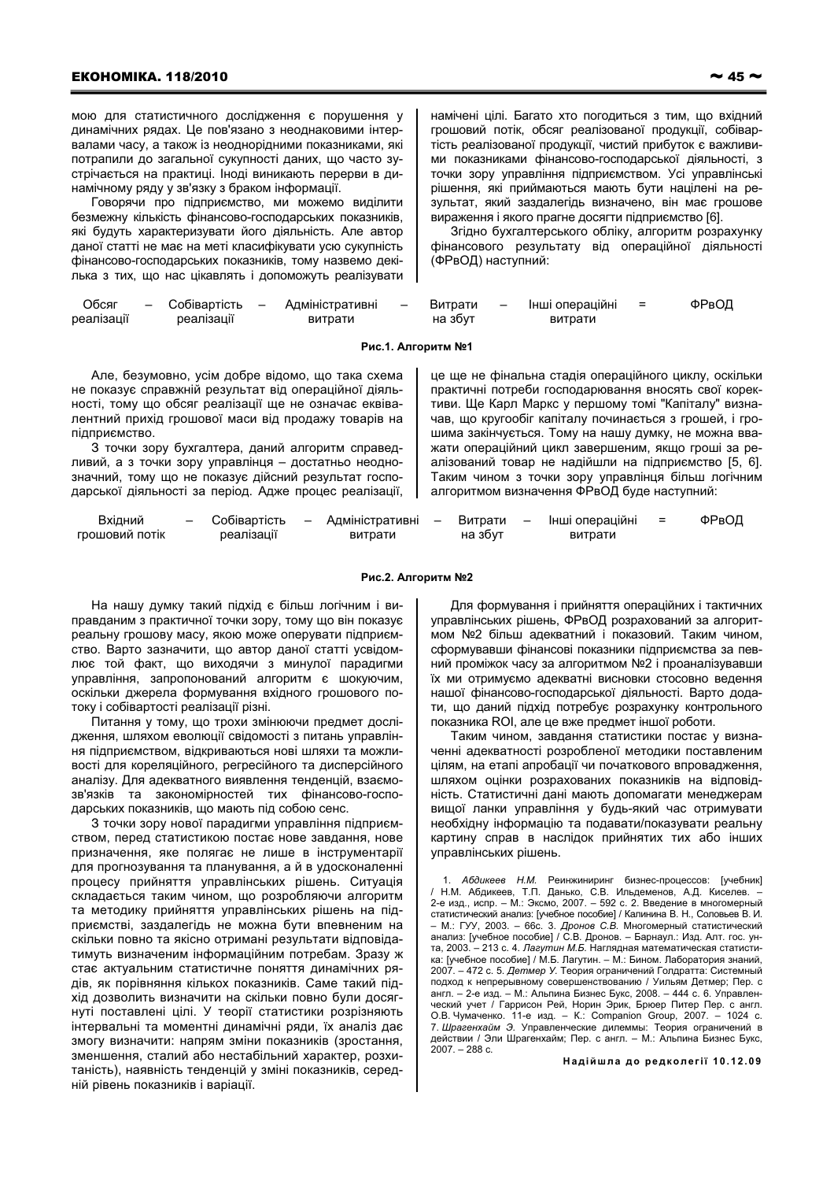мою для статистичного дослідження є порушення у динамічних рядах. Це пов'язано з неоднаковими інтервалами часу, а також із неоднорідними показниками, які потрапили до загальної сукупності даних, що часто зустрічається на практиці. Іноді виникають перерви в динамічному ряду у зв'язку з браком інформації.

Говорячи про підприємство, ми можемо виділити безмежну кількість фінансово-господарських показників, які будуть характеризувати його діяльність. Але автор даної статті не має на меті класифікувати усю сукупність фінансово-господарських показників, тому назвемо декілька з тих, що нас цікавлять і допоможуть реалізувати намічені цілі. Багато хто погодиться з тим, що вхідний грошовий потік, обсяг реалізованої продукції, собівартість реалізованої продукції, чистий прибуток є важливими показниками фінансово-господарської діяльності, з точки зору управління підприємством. Усі управлінські рішення, які приймаються мають бути націлені на результат, який заздалегідь визначено, він має грошове вираження і якого прагне досягти підприємство [6].

Згідно бухгалтерського обліку, алгоритм розрахунку фінансового результату від операційної діяльності (ФРвОД) наступний:

Обсяг реалізації – Собівартість реалізації – Адміністративні витрати – Витрати на збут – Інші операційні витрати = ФРвОД

**Рис.1. Алгоритм №1**

Але, безумовно, усім добре відомо, що така схема не показує справжній результат від операційної діяльності, тому що обсяг реалізації ще не означає еквівалентний прихід грошової маси від продажу товарів на підприємство.

З точки зору бухгалтера, даний алгоритм справедливий, а з точки зору управлінця – достатньо неоднозначний, тому що не показує дійсний результат господарської діяльності за період. Адже процес реалізації, це ще не фінальна стадія операційного циклу, оскільки практичні потреби господарювання вносять свої корективи. Ще Карл Маркс у першому томі "Капіталу" визначав, що кругообіг капіталу починається з грошей, і грошима закінчується. Тому на нашу думку, не можна вважати операційний цикл завершеним, якщо гроші за реалізований товар не надійшли на підприємство [5, 6]. Таким чином з точки зору управлінця більш логічним алгоритмом визначення ФРвОД буде наступний:

Вхідний грошовий потік – Собівартість реалізації – Адміністративні витрати – Витрати на збут – Інші операційні витрати = ФРвОД

**Рис.2. Алгоритм №2**

На нашу думку такий підхід є більш логічним і виправданим з практичної точки зору, тому що він показує реальну грошову масу, якою може оперувати підприємство. Варто зазначити, що автор даної статті усвідомлює той факт, що виходячи з минулої парадигми управління, запропонований алгоритм є шокуючим, оскільки джерела формування вхідного грошового потоку і собівартості реалізації різні.

Питання у тому, що трохи змінюючи предмет дослідження, шляхом еволюції свідомості з питань управління підприємством, відкриваються нові шляхи та можливості для кореляційного, регресійного та дисперсійного аналізу. Для адекватного виявлення тенденцій, взаємозв'язків та закономірностей тих фінансово-господарських показників, що мають під собою сенс.

З точки зору нової парадигми управління підприємством, перед статистикою постає нове завдання, нове призначення, яке полягає не лише в інструментарії для прогнозування та планування, а й в удосконаленні процесу прийняття управлінських рішень. Ситуація складається таким чином, що розробляючи алгоритм та методику прийняття управлінських рішень на підприємстві, заздалегідь не можна бути впевненим на скільки повно та якісно отримані результати відповідатимуть визначеним інформаційним потребам. Зразу ж стає актуальним статистичне поняття динамічних рядів, як порівняння кількох показників. Саме такий підхід дозволить визначити на скільки повно були досягнуті поставлені цілі. У теорії статистики розрізняють інтервальні та моментні динамічні ряди, їх аналіз дає змогу визначити: напрям зміни показників (зростання, зменшення, сталий або нестабільний характер, розхитаність), наявність тенденцій у зміні показників, середній рівень показників і варіації.

Для формування і прийняття операційних і тактичних управлінських рішень, ФРвОД розрахований за алгоритмом №2 більш адекватний і показовий. Таким чином, сформувавши фінансові показники підприємства за певний проміжок часу за алгоритмом №2 і проаналізувавши їх ми отримуємо адекватні висновки стосовно ведення нашої фінансово-господарської діяльності. Варто додати, що даний підхід потребує розрахунку контрольного показника ROI, але це вже предмет іншої роботи.

Таким чином, завдання статистики постає у визначенні адекватності розробленої методики поставленим цілям, на етапі апробації чи початкового впровадження, шляхом оцінки розрахованих показників на відповідність. Статистичні дані мають допомагати менеджерам вищої ланки управління у будь-який час отримувати необхідну інформацію та подавати/показувати реальну картину справ в наслідок прийнятих тих або інших управлінських рішень.

1. *Абдикеев Н.М.* Реинжиниринг бизнес-процессов: [учебник] / Н.М. Абдикеев, Т.П. Данько, С.В. Ильдеменов, А.Д. Киселев. – 2-е изд., испр. – М.: Эксмо, 2007. – 592 с. 2. Введение в многомерный статистический анализ: [учебное пособие] / Калинина В. Н., Соловьев В. И. – М.: ГУУ, 2003. – 66с. 3. *Дронов С.В.* Многомерный статистический анализ: [учебное пособие] / С.В. Дронов. – Барнаул.: Изд. Алт. гос. ун-та, 2003. – 213 с. 4. *Лагутин М.Б.* Наглядная математическая статистика: [учебное пособие] / М.Б. Лагутин. – М.: Бином. Лаборатория знаний, 2007. – 472 с. 5. *Детмер У.* Теория ограничений Голдратта: Системный подход к непрерывному совершенствованию / Уильям Детмер; Пер. с англ. – 2-е изд. – М.: Альпина Бизнес Букс, 2008. – 444 с. 6. Управленческий учет / Гаррисон Рей, Норин Эрик, Брюер Питер Пер. с англ. О.В. Чумаченко. 11-е изд. – К.: Companion Group, 2007. – 1024 с. 7. *Шрагенхайм Э.* Управленческие дилеммы: Теория ограничений в действии / Эли Шрагенхайм; Пер. с англ. – М.: Альпина Бизнес Букс, 2007. – 288 с.

**Надійшла до редколегії 10.12.09**